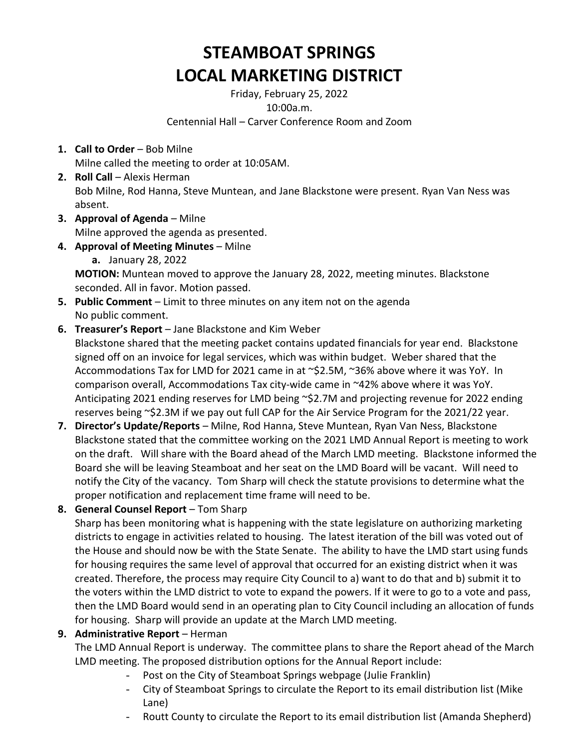# STEAMBOAT SPRINGS LOCAL MARKETING DISTRICT

Friday, February 25, 2022
10:00a.m.
Centennial Hall – Carver Conference Room and Zoom

1. **Call to Order** – Bob Milne
   Milne called the meeting to order at 10:05AM.
2. **Roll Call** – Alexis Herman
   Bob Milne, Rod Hanna, Steve Muntean, and Jane Blackstone were present. Ryan Van Ness was absent.
3. **Approval of Agenda** – Milne
   Milne approved the agenda as presented.
4. **Approval of Meeting Minutes** – Milne
   a. January 28, 2022

   **MOTION:** Muntean moved to approve the January 28, 2022, meeting minutes. Blackstone seconded. All in favor. Motion passed.
5. **Public Comment** – Limit to three minutes on any item not on the agenda
   No public comment.
6. **Treasurer's Report** – Jane Blackstone and Kim Weber
   Blackstone shared that the meeting packet contains updated financials for year end. Blackstone signed off on an invoice for legal services, which was within budget. Weber shared that the Accommodations Tax for LMD for 2021 came in at ~$2.5M, ~36% above where it was YoY. In comparison overall, Accommodations Tax city-wide came in ~42% above where it was YoY. Anticipating 2021 ending reserves for LMD being ~$2.7M and projecting revenue for 2022 ending reserves being ~$2.3M if we pay out full CAP for the Air Service Program for the 2021/22 year.
7. **Director's Update/Reports** – Milne, Rod Hanna, Steve Muntean, Ryan Van Ness, Blackstone
   Blackstone stated that the committee working on the 2021 LMD Annual Report is meeting to work on the draft. Will share with the Board ahead of the March LMD meeting. Blackstone informed the Board she will be leaving Steamboat and her seat on the LMD Board will be vacant. Will need to notify the City of the vacancy. Tom Sharp will check the statute provisions to determine what the proper notification and replacement time frame will need to be.
8. **General Counsel Report** – Tom Sharp
   Sharp has been monitoring what is happening with the state legislature on authorizing marketing districts to engage in activities related to housing. The latest iteration of the bill was voted out of the House and should now be with the State Senate. The ability to have the LMD start using funds for housing requires the same level of approval that occurred for an existing district when it was created. Therefore, the process may require City Council to a) want to do that and b) submit it to the voters within the LMD district to vote to expand the powers. If it were to go to a vote and pass, then the LMD Board would send in an operating plan to City Council including an allocation of funds for housing. Sharp will provide an update at the March LMD meeting.
9. **Administrative Report** – Herman
   The LMD Annual Report is underway. The committee plans to share the Report ahead of the March LMD meeting. The proposed distribution options for the Annual Report include:
   - Post on the City of Steamboat Springs webpage (Julie Franklin)
   - City of Steamboat Springs to circulate the Report to its email distribution list (Mike Lane)
   - Routt County to circulate the Report to its email distribution list (Amanda Shepherd)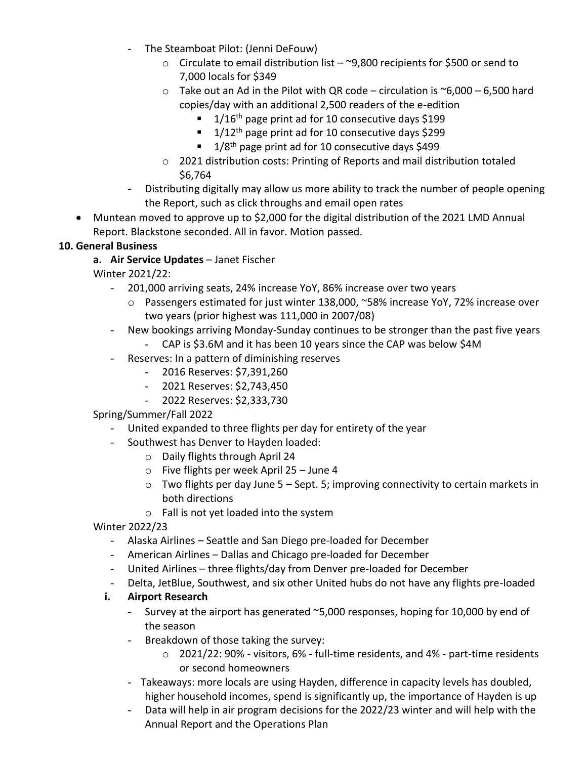- The Steamboat Pilot: (Jenni DeFouw)
    - Circulate to email distribution list – ~9,800 recipients for $500 or send to 7,000 locals for $349
    - Take out an Ad in the Pilot with QR code – circulation is ~6,000 – 6,500 hard copies/day with an additional 2,500 readers of the e-edition
        - 1/16th page print ad for 10 consecutive days $199
        - 1/12th page print ad for 10 consecutive days $299
        - 1/8th page print ad for 10 consecutive days $499
    - 2021 distribution costs: Printing of Reports and mail distribution totaled $6,764
- Distributing digitally may allow us more ability to track the number of people opening the Report, such as click throughs and email open rates

- Muntean moved to approve up to $2,000 for the digital distribution of the 2021 LMD Annual Report. Blackstone seconded. All in favor. Motion passed.

**10. General Business**

**a. Air Service Updates** – Janet Fischer

Winter 2021/22:

- 201,000 arriving seats, 24% increase YoY, 86% increase over two years
    - Passengers estimated for just winter 138,000, ~58% increase YoY, 72% increase over two years (prior highest was 111,000 in 2007/08)
- New bookings arriving Monday-Sunday continues to be stronger than the past five years
    - CAP is $3.6M and it has been 10 years since the CAP was below $4M
- Reserves: In a pattern of diminishing reserves
    - 2016 Reserves: $7,391,260
    - 2021 Reserves: $2,743,450
    - 2022 Reserves: $2,333,730

Spring/Summer/Fall 2022

- United expanded to three flights per day for entirety of the year
- Southwest has Denver to Hayden loaded:
    - Daily flights through April 24
    - Five flights per week April 25 – June 4
    - Two flights per day June 5 – Sept. 5; improving connectivity to certain markets in both directions
    - Fall is not yet loaded into the system

Winter 2022/23

- Alaska Airlines – Seattle and San Diego pre-loaded for December
- American Airlines – Dallas and Chicago pre-loaded for December
- United Airlines – three flights/day from Denver pre-loaded for December
- Delta, JetBlue, Southwest, and six other United hubs do not have any flights pre-loaded

**i. Airport Research**

- Survey at the airport has generated ~5,000 responses, hoping for 10,000 by end of the season
- Breakdown of those taking the survey:
    - 2021/22: 90% - visitors, 6% - full-time residents, and 4% - part-time residents or second homeowners
- Takeaways: more locals are using Hayden, difference in capacity levels has doubled, higher household incomes, spend is significantly up, the importance of Hayden is up
- Data will help in air program decisions for the 2022/23 winter and will help with the Annual Report and the Operations Plan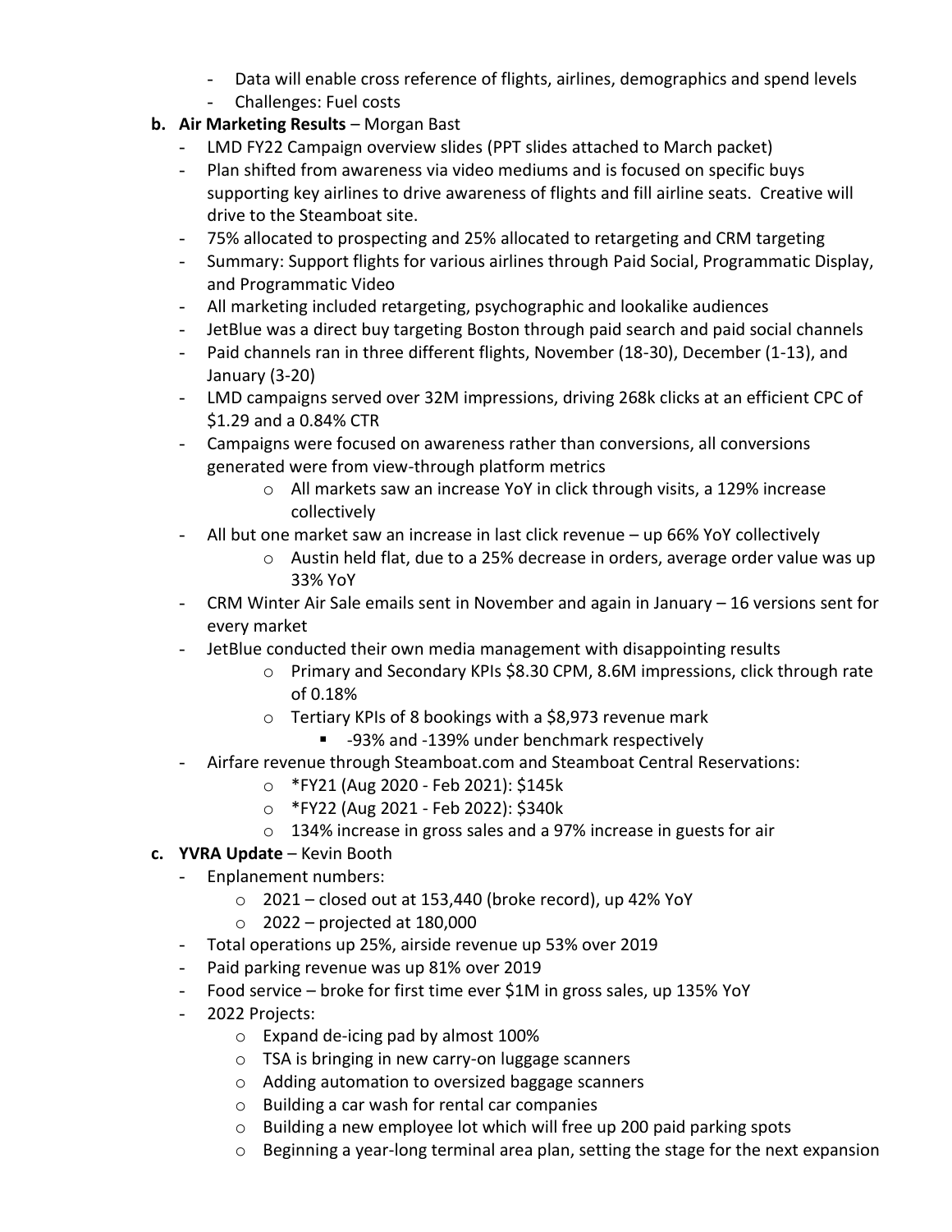- Data will enable cross reference of flights, airlines, demographics and spend levels
- Challenges: Fuel costs

**b. Air Marketing Results** – Morgan Bast

- LMD FY22 Campaign overview slides (PPT slides attached to March packet)
- Plan shifted from awareness via video mediums and is focused on specific buys supporting key airlines to drive awareness of flights and fill airline seats. Creative will drive to the Steamboat site.
- 75% allocated to prospecting and 25% allocated to retargeting and CRM targeting
- Summary: Support flights for various airlines through Paid Social, Programmatic Display, and Programmatic Video
- All marketing included retargeting, psychographic and lookalike audiences
- JetBlue was a direct buy targeting Boston through paid search and paid social channels
- Paid channels ran in three different flights, November (18-30), December (1-13), and January (3-20)
- LMD campaigns served over 32M impressions, driving 268k clicks at an efficient CPC of $1.29 and a 0.84% CTR
- Campaigns were focused on awareness rather than conversions, all conversions generated were from view-through platform metrics
    - All markets saw an increase YoY in click through visits, a 129% increase collectively
- All but one market saw an increase in last click revenue – up 66% YoY collectively
    - Austin held flat, due to a 25% decrease in orders, average order value was up 33% YoY
- CRM Winter Air Sale emails sent in November and again in January – 16 versions sent for every market
- JetBlue conducted their own media management with disappointing results
    - Primary and Secondary KPIs $8.30 CPM, 8.6M impressions, click through rate of 0.18%
    - Tertiary KPIs of 8 bookings with a $8,973 revenue mark
        - -93% and -139% under benchmark respectively
- Airfare revenue through Steamboat.com and Steamboat Central Reservations:
    - *FY21 (Aug 2020 - Feb 2021): $145k
    - *FY22 (Aug 2021 - Feb 2022): $340k
    - 134% increase in gross sales and a 97% increase in guests for air

**c. YVRA Update** – Kevin Booth

- Enplanement numbers:
    - 2021 – closed out at 153,440 (broke record), up 42% YoY
    - 2022 – projected at 180,000
- Total operations up 25%, airside revenue up 53% over 2019
- Paid parking revenue was up 81% over 2019
- Food service – broke for first time ever $1M in gross sales, up 135% YoY
- 2022 Projects:
    - Expand de-icing pad by almost 100%
    - TSA is bringing in new carry-on luggage scanners
    - Adding automation to oversized baggage scanners
    - Building a car wash for rental car companies
    - Building a new employee lot which will free up 200 paid parking spots
    - Beginning a year-long terminal area plan, setting the stage for the next expansion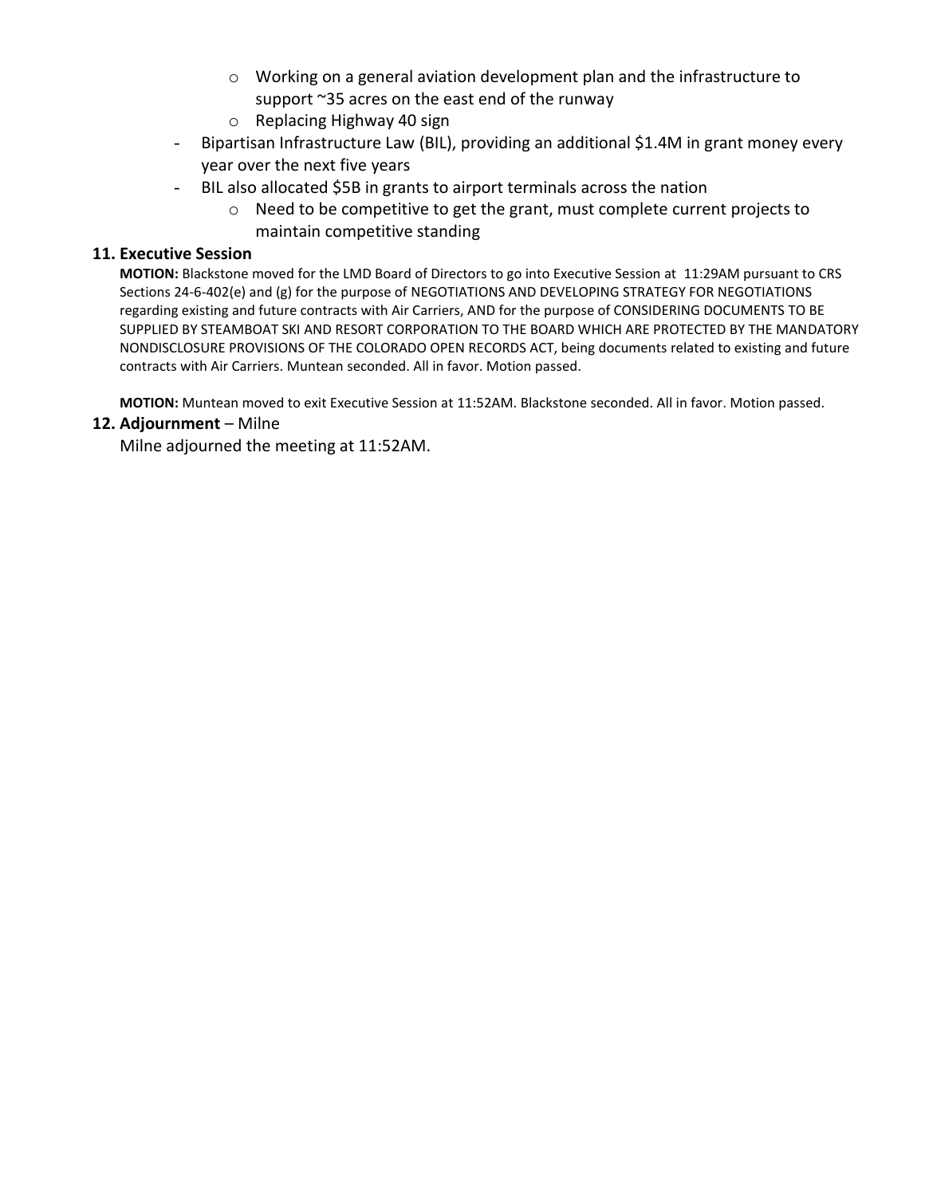- Working on a general aviation development plan and the infrastructure to support ~35 acres on the east end of the runway
    - Replacing Highway 40 sign
- Bipartisan Infrastructure Law (BIL), providing an additional $1.4M in grant money every year over the next five years
- BIL also allocated $5B in grants to airport terminals across the nation
    - Need to be competitive to get the grant, must complete current projects to maintain competitive standing

**11. Executive Session**

**MOTION:** Blackstone moved for the LMD Board of Directors to go into Executive Session at 11:29AM pursuant to CRS Sections 24-6-402(e) and (g) for the purpose of NEGOTIATIONS AND DEVELOPING STRATEGY FOR NEGOTIATIONS regarding existing and future contracts with Air Carriers, AND for the purpose of CONSIDERING DOCUMENTS TO BE SUPPLIED BY STEAMBOAT SKI AND RESORT CORPORATION TO THE BOARD WHICH ARE PROTECTED BY THE MANDATORY NONDISCLOSURE PROVISIONS OF THE COLORADO OPEN RECORDS ACT, being documents related to existing and future contracts with Air Carriers. Muntean seconded. All in favor. Motion passed.

**MOTION:** Muntean moved to exit Executive Session at 11:52AM. Blackstone seconded. All in favor. Motion passed.

**12. Adjournment** – Milne

Milne adjourned the meeting at 11:52AM.